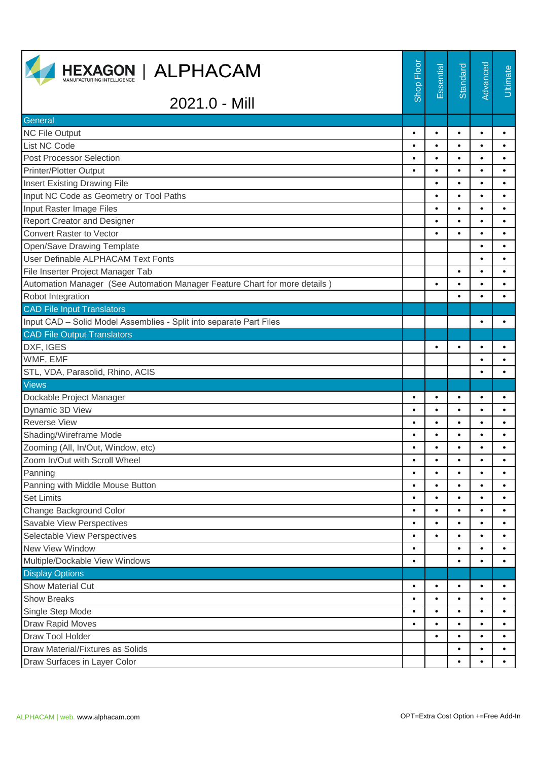# HEXAGON | ALPHACAM

## 2021.0 - Mill

| | Shop Floor | Essential | Standard | Advanced | Ultimate |
|---|---|---|---|---|---|
| **General** | | | | | |
| NC File Output | • | • | • | • | • |
| List NC Code | • | • | • | • | • |
| Post Processor Selection | • | • | • | • | • |
| Printer/Plotter Output | • | • | • | • | • |
| Insert Existing Drawing File | | • | • | • | • |
| Input NC Code as Geometry or Tool Paths | | • | • | • | • |
| Input Raster Image Files | | • | • | • | • |
| Report Creator and Designer | | • | • | • | • |
| Convert Raster to Vector | | • | • | • | • |
| Open/Save Drawing Template | | | | • | • |
| User Definable ALPHACAM Text Fonts | | | | • | • |
| File Inserter Project Manager Tab | | | • | • | • |
| Automation Manager (See Automation Manager Feature Chart for more details ) | | • | • | • | • |
| Robot Integration | | | • | • | • |
| **CAD File Input Translators** | | | | | |
| Input CAD – Solid Model Assemblies - Split into separate Part Files | | | | • | • |
| **CAD File Output Translators** | | | | | |
| DXF, IGES | | • | • | • | • |
| WMF, EMF | | | | • | • |
| STL, VDA, Parasolid, Rhino, ACIS | | | | • | • |
| **Views** | | | | | |
| Dockable Project Manager | • | • | • | • | • |
| Dynamic 3D View | • | • | • | • | • |
| Reverse View | • | • | • | • | • |
| Shading/Wireframe Mode | • | • | • | • | • |
| Zooming (All, In/Out, Window, etc) | • | • | • | • | • |
| Zoom In/Out with Scroll Wheel | • | • | • | • | • |
| Panning | • | • | • | • | • |
| Panning with Middle Mouse Button | • | • | • | • | • |
| Set Limits | • | • | • | • | • |
| Change Background Color | • | • | • | • | • |
| Savable View Perspectives | • | • | • | • | • |
| Selectable View Perspectives | • | • | • | • | • |
| New View Window | • | | • | • | • |
| Multiple/Dockable View Windows | • | | • | • | • |
| **Display Options** | | | | | |
| Show Material Cut | • | • | • | • | • |
| Show Breaks | • | • | • | • | • |
| Single Step Mode | • | • | • | • | • |
| Draw Rapid Moves | • | • | • | • | • |
| Draw Tool Holder | | • | • | • | • |
| Draw Material/Fixtures as Solids | | | • | • | • |
| Draw Surfaces in Layer Color | | | • | • | • |

ALPHACAM | web. www.alphacam.com

OPT=Extra Cost Option +=Free Add-In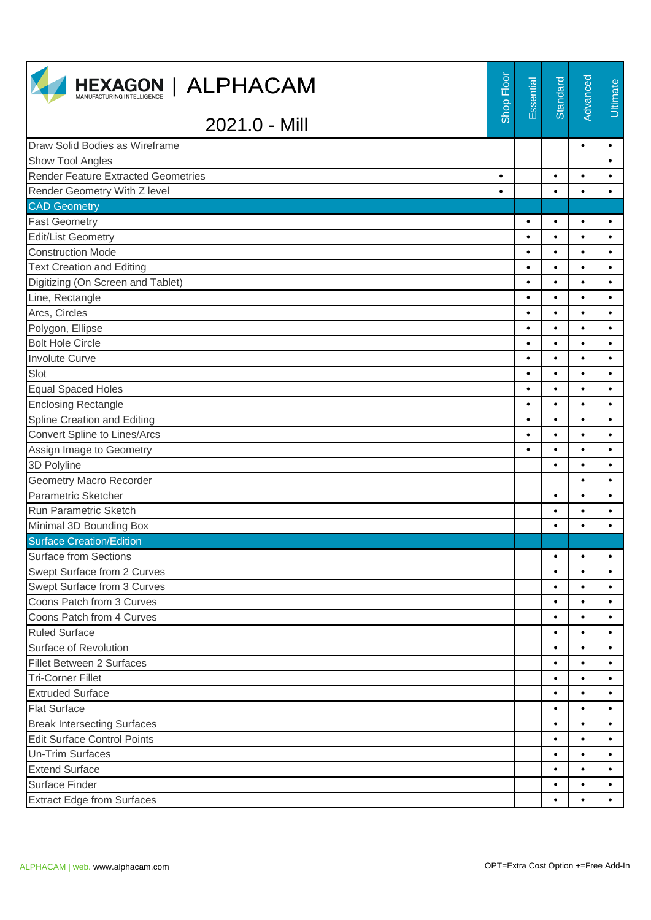# HEXAGON | ALPHACAM

## 2021.0 - Mill

| | Shop Floor | Essential | Standard | Advanced | Ultimate |
|---|---|---|---|---|---|
| Draw Solid Bodies as Wireframe | | | | • | • |
| Show Tool Angles | | | | | • |
| Render Feature Extracted Geometries | • | | • | • | • |
| Render Geometry With Z level | • | | • | • | • |
| **CAD Geometry** | | | | | |
| Fast Geometry | | • | • | • | • |
| Edit/List Geometry | | • | • | • | • |
| Construction Mode | | • | • | • | • |
| Text Creation and Editing | | • | • | • | • |
| Digitizing (On Screen and Tablet) | | • | • | • | • |
| Line, Rectangle | | • | • | • | • |
| Arcs, Circles | | • | • | • | • |
| Polygon, Ellipse | | • | • | • | • |
| Bolt Hole Circle | | • | • | • | • |
| Involute Curve | | • | • | • | • |
| Slot | | • | • | • | • |
| Equal Spaced Holes | | • | • | • | • |
| Enclosing Rectangle | | • | • | • | • |
| Spline Creation and Editing | | • | • | • | • |
| Convert Spline to Lines/Arcs | | • | • | • | • |
| Assign Image to Geometry | | • | • | • | • |
| 3D Polyline | | | • | • | • |
| Geometry Macro Recorder | | | | • | • |
| Parametric Sketcher | | | • | • | • |
| Run Parametric Sketch | | | • | • | • |
| Minimal 3D Bounding Box | | | • | • | • |
| **Surface Creation/Edition** | | | | | |
| Surface from Sections | | | • | • | • |
| Swept Surface from 2 Curves | | | • | • | • |
| Swept Surface from 3 Curves | | | • | • | • |
| Coons Patch from 3 Curves | | | • | • | • |
| Coons Patch from 4 Curves | | | • | • | • |
| Ruled Surface | | | • | • | • |
| Surface of Revolution | | | • | • | • |
| Fillet Between 2 Surfaces | | | • | • | • |
| Tri-Corner Fillet | | | • | • | • |
| Extruded Surface | | | • | • | • |
| Flat Surface | | | • | • | • |
| Break Intersecting Surfaces | | | • | • | • |
| Edit Surface Control Points | | | • | • | • |
| Un-Trim Surfaces | | | • | • | • |
| Extend Surface | | | • | • | • |
| Surface Finder | | | • | • | • |
| Extract Edge from Surfaces | | | • | • | • |

ALPHACAM | web. www.alphacam.com

OPT=Extra Cost Option +=Free Add-In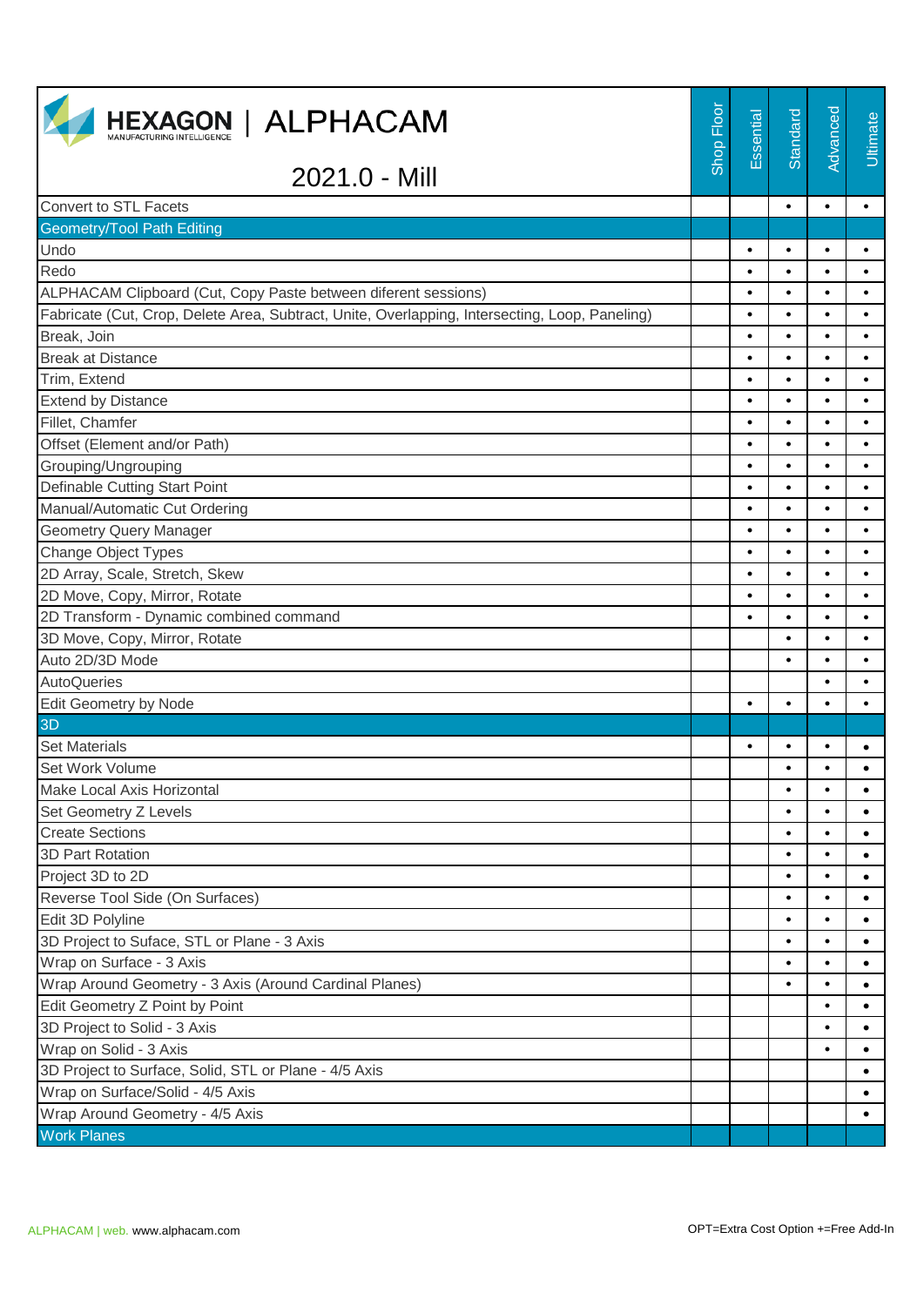# HEXAGON | ALPHACAM

## 2021.0 - Mill

| | Shop Floor | Essential | Standard | Advanced | Ultimate |
|---|---|---|---|---|---|
| Convert to STL Facets | | | • | • | • |
| **Geometry/Tool Path Editing** | | | | | |
| Undo | | • | • | • | • |
| Redo | | • | • | • | • |
| ALPHACAM Clipboard (Cut, Copy Paste between diferent sessions) | | • | • | • | • |
| Fabricate (Cut, Crop, Delete Area, Subtract, Unite, Overlapping, Intersecting, Loop, Paneling) | | • | • | • | • |
| Break, Join | | • | • | • | • |
| Break at Distance | | • | • | • | • |
| Trim, Extend | | • | • | • | • |
| Extend by Distance | | • | • | • | • |
| Fillet, Chamfer | | • | • | • | • |
| Offset (Element and/or Path) | | • | • | • | • |
| Grouping/Ungrouping | | • | • | • | • |
| Definable Cutting Start Point | | • | • | • | • |
| Manual/Automatic Cut Ordering | | • | • | • | • |
| Geometry Query Manager | | • | • | • | • |
| Change Object Types | | • | • | • | • |
| 2D Array, Scale, Stretch, Skew | | • | • | • | • |
| 2D Move, Copy, Mirror, Rotate | | • | • | • | • |
| 2D Transform - Dynamic combined command | | • | • | • | • |
| 3D Move, Copy, Mirror, Rotate | | | • | • | • |
| Auto 2D/3D Mode | | | • | • | • |
| AutoQueries | | | | • | • |
| Edit Geometry by Node | | • | • | • | • |
| **3D** | | | | | |
| Set Materials | | • | • | • | • |
| Set Work Volume | | | • | • | • |
| Make Local Axis Horizontal | | | • | • | • |
| Set Geometry Z Levels | | | • | • | • |
| Create Sections | | | • | • | • |
| 3D Part Rotation | | | • | • | • |
| Project 3D to 2D | | | • | • | • |
| Reverse Tool Side (On Surfaces) | | | • | • | • |
| Edit 3D Polyline | | | • | • | • |
| 3D Project to Suface, STL or Plane - 3 Axis | | | • | • | • |
| Wrap on Surface - 3 Axis | | | • | • | • |
| Wrap Around Geometry - 3 Axis (Around Cardinal Planes) | | | • | • | • |
| Edit Geometry Z Point by Point | | | | • | • |
| 3D Project to Solid - 3 Axis | | | | • | • |
| Wrap on Solid - 3 Axis | | | | • | • |
| 3D Project to Surface, Solid, STL or Plane - 4/5 Axis | | | | | • |
| Wrap on Surface/Solid - 4/5 Axis | | | | | • |
| Wrap Around Geometry - 4/5 Axis | | | | | • |
| **Work Planes** | | | | | |

ALPHACAM | web. www.alphacam.com

OPT=Extra Cost Option +=Free Add-In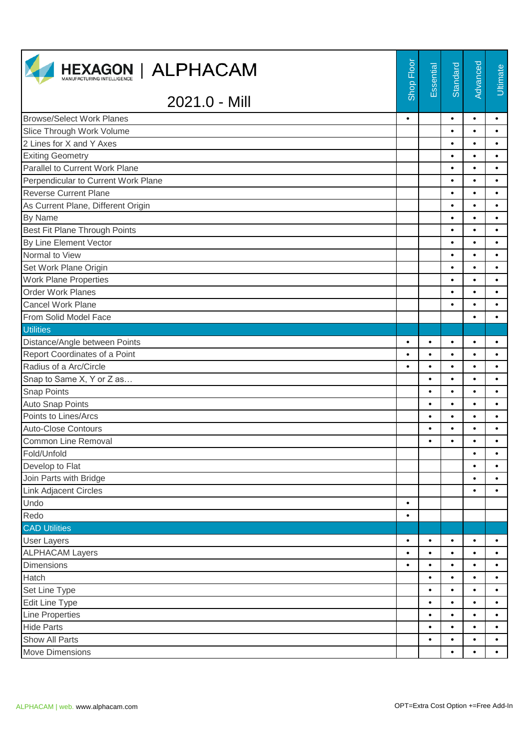# HEXAGON | ALPHACAM

## 2021.0 - Mill

| | Shop Floor | Essential | Standard | Advanced | Ultimate |
|---|---|---|---|---|---|
| Browse/Select Work Planes | • | | • | • | • |
| Slice Through Work Volume | | | • | • | • |
| 2 Lines for X and Y Axes | | | • | • | • |
| Exiting Geometry | | | • | • | • |
| Parallel to Current Work Plane | | | • | • | • |
| Perpendicular to Current Work Plane | | | • | • | • |
| Reverse Current Plane | | | • | • | • |
| As Current Plane, Different Origin | | | • | • | • |
| By Name | | | • | • | • |
| Best Fit Plane Through Points | | | • | • | • |
| By Line Element Vector | | | • | • | • |
| Normal to View | | | • | • | • |
| Set Work Plane Origin | | | • | • | • |
| Work Plane Properties | | | • | • | • |
| Order Work Planes | | | • | • | • |
| Cancel Work Plane | | | • | • | • |
| From Solid Model Face | | | | • | • |
| **Utilities** | | | | | |
| Distance/Angle between Points | • | • | • | • | • |
| Report Coordinates of a Point | • | • | • | • | • |
| Radius of a Arc/Circle | • | • | • | • | • |
| Snap to Same X, Y or Z as… | | • | • | • | • |
| Snap Points | | • | • | • | • |
| Auto Snap Points | | • | • | • | • |
| Points to Lines/Arcs | | • | • | • | • |
| Auto-Close Contours | | • | • | • | • |
| Common Line Removal | | • | • | • | • |
| Fold/Unfold | | | | • | • |
| Develop to Flat | | | | • | • |
| Join Parts with Bridge | | | | • | • |
| Link Adjacent Circles | | | | • | • |
| Undo | • | | | | |
| Redo | • | | | | |
| **CAD Utilities** | | | | | |
| User Layers | • | • | • | • | • |
| ALPHACAM Layers | • | • | • | • | • |
| Dimensions | • | • | • | • | • |
| Hatch | | • | • | • | • |
| Set Line Type | | • | • | • | • |
| Edit Line Type | | • | • | • | • |
| Line Properties | | • | • | • | • |
| Hide Parts | | • | • | • | • |
| Show All Parts | | • | • | • | • |
| Move Dimensions | | | • | • | • |

ALPHACAM | web. www.alphacam.com

OPT=Extra Cost Option +=Free Add-In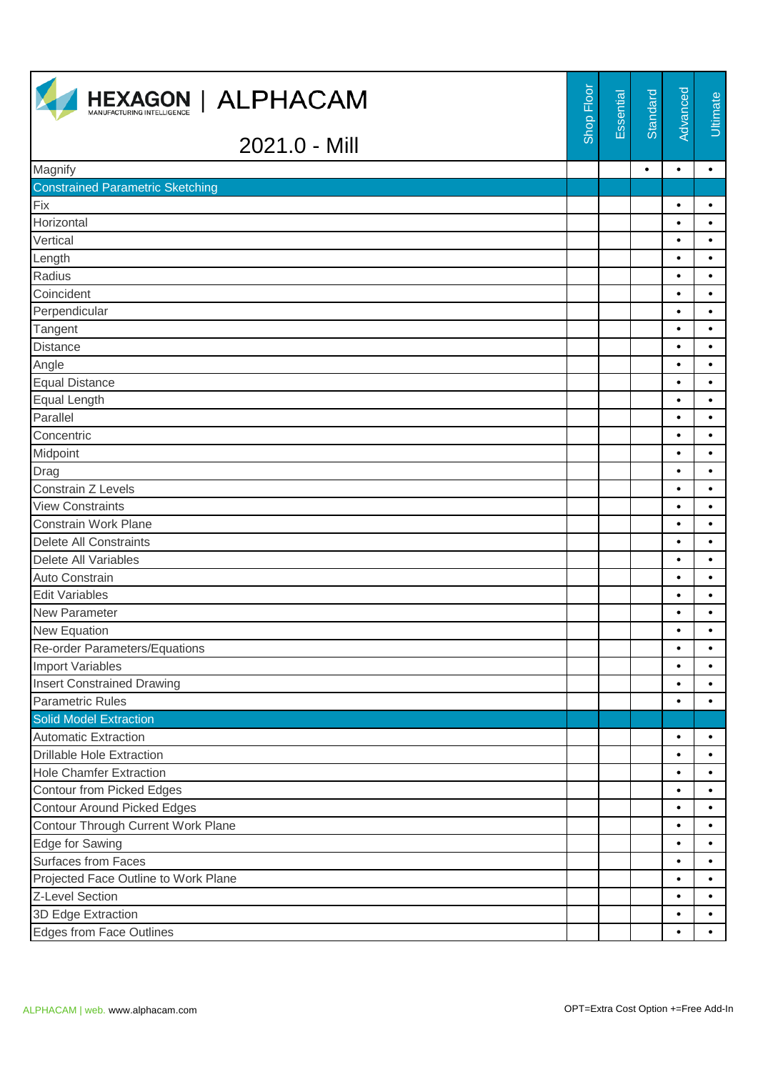| HEXAGON MANUFACTURING INTELLIGENCE \| ALPHACAM 2021.0 - Mill | Shop Floor | Essential | Standard | Advanced | Ultimate |
|---|---|---|---|---|---|
| Magnify | | | • | • | • |
| **Constrained Parametric Sketching** | | | | | |
| Fix | | | | • | • |
| Horizontal | | | | • | • |
| Vertical | | | | • | • |
| Length | | | | • | • |
| Radius | | | | • | • |
| Coincident | | | | • | • |
| Perpendicular | | | | • | • |
| Tangent | | | | • | • |
| Distance | | | | • | • |
| Angle | | | | • | • |
| Equal Distance | | | | • | • |
| Equal Length | | | | • | • |
| Parallel | | | | • | • |
| Concentric | | | | • | • |
| Midpoint | | | | • | • |
| Drag | | | | • | • |
| Constrain Z Levels | | | | • | • |
| View Constraints | | | | • | • |
| Constrain Work Plane | | | | • | • |
| Delete All Constraints | | | | • | • |
| Delete All Variables | | | | • | • |
| Auto Constrain | | | | • | • |
| Edit Variables | | | | • | • |
| New Parameter | | | | • | • |
| New Equation | | | | • | • |
| Re-order Parameters/Equations | | | | • | • |
| Import Variables | | | | • | • |
| Insert Constrained Drawing | | | | • | • |
| Parametric Rules | | | | • | • |
| **Solid Model Extraction** | | | | | |
| Automatic Extraction | | | | • | • |
| Drillable Hole Extraction | | | | • | • |
| Hole Chamfer Extraction | | | | • | • |
| Contour from Picked Edges | | | | • | • |
| Contour Around Picked Edges | | | | • | • |
| Contour Through Current Work Plane | | | | • | • |
| Edge for Sawing | | | | • | • |
| Surfaces from Faces | | | | • | • |
| Projected Face Outline to Work Plane | | | | • | • |
| Z-Level Section | | | | • | • |
| 3D Edge Extraction | | | | • | • |
| Edges from Face Outlines | | | | • | • |

ALPHACAM | web. www.alphacam.com

OPT=Extra Cost Option +=Free Add-In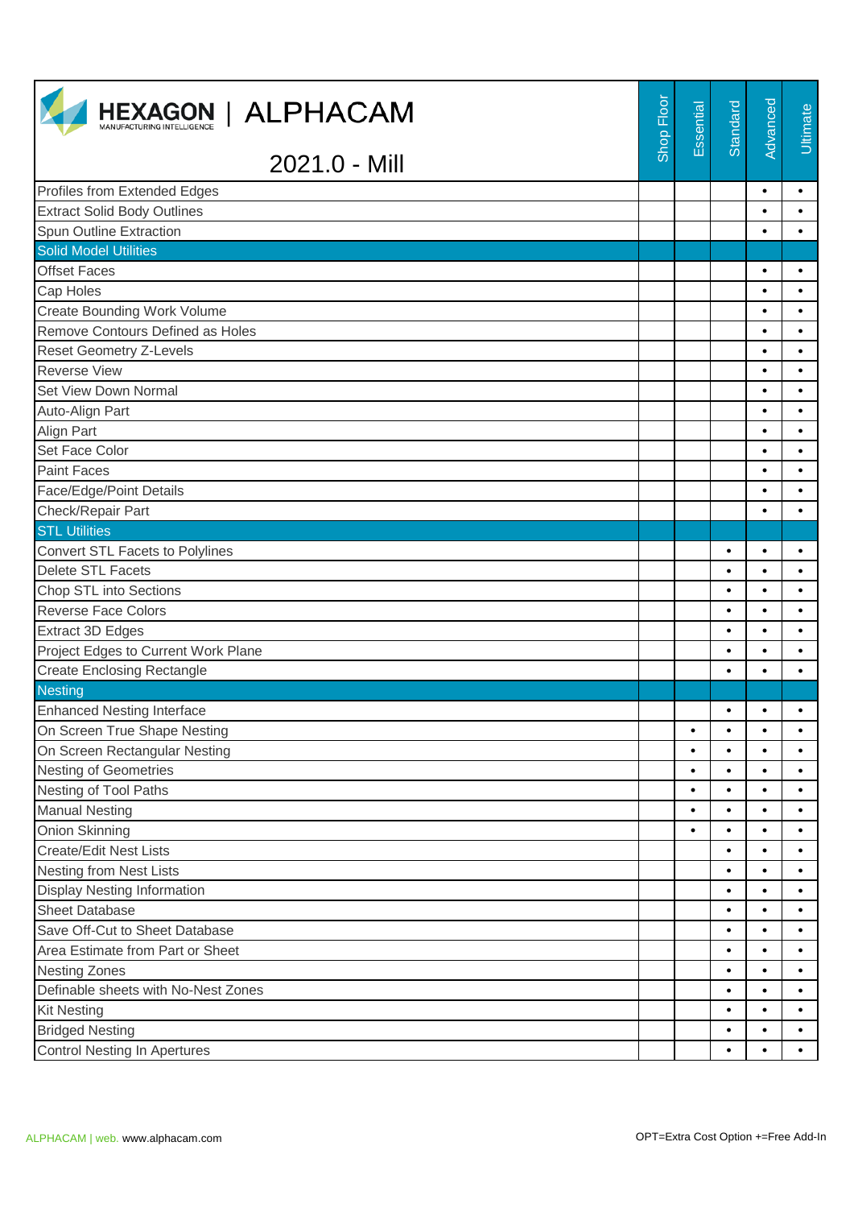# HEXAGON | ALPHACAM

## 2021.0 - Mill

| | Shop Floor | Essential | Standard | Advanced | Ultimate |
|---|---|---|---|---|---|
| Profiles from Extended Edges | | | | • | • |
| Extract Solid Body Outlines | | | | • | • |
| Spun Outline Extraction | | | | • | • |
| **Solid Model Utilities** | | | | | |
| Offset Faces | | | | • | • |
| Cap Holes | | | | • | • |
| Create Bounding Work Volume | | | | • | • |
| Remove Contours Defined as Holes | | | | • | • |
| Reset Geometry Z-Levels | | | | • | • |
| Reverse View | | | | • | • |
| Set View Down Normal | | | | • | • |
| Auto-Align Part | | | | • | • |
| Align Part | | | | • | • |
| Set Face Color | | | | • | • |
| Paint Faces | | | | • | • |
| Face/Edge/Point Details | | | | • | • |
| Check/Repair Part | | | | • | • |
| **STL Utilities** | | | | | |
| Convert STL Facets to Polylines | | | • | • | • |
| Delete STL Facets | | | • | • | • |
| Chop STL into Sections | | | • | • | • |
| Reverse Face Colors | | | • | • | • |
| Extract 3D Edges | | | • | • | • |
| Project Edges to Current Work Plane | | | • | • | • |
| Create Enclosing Rectangle | | | • | • | • |
| **Nesting** | | | | | |
| Enhanced Nesting Interface | | | • | • | • |
| On Screen True Shape Nesting | | • | • | • | • |
| On Screen Rectangular Nesting | | • | • | • | • |
| Nesting of Geometries | | • | • | • | • |
| Nesting of Tool Paths | | • | • | • | • |
| Manual Nesting | | • | • | • | • |
| Onion Skinning | | • | • | • | • |
| Create/Edit Nest Lists | | | • | • | • |
| Nesting from Nest Lists | | | • | • | • |
| Display Nesting Information | | | • | • | • |
| Sheet Database | | | • | • | • |
| Save Off-Cut to Sheet Database | | | • | • | • |
| Area Estimate from Part or Sheet | | | • | • | • |
| Nesting Zones | | | • | • | • |
| Definable sheets with No-Nest Zones | | | • | • | • |
| Kit Nesting | | | • | • | • |
| Bridged Nesting | | | • | • | • |
| Control Nesting In Apertures | | | • | • | • |

ALPHACAM | web. www.alphacam.com

OPT=Extra Cost Option +=Free Add-In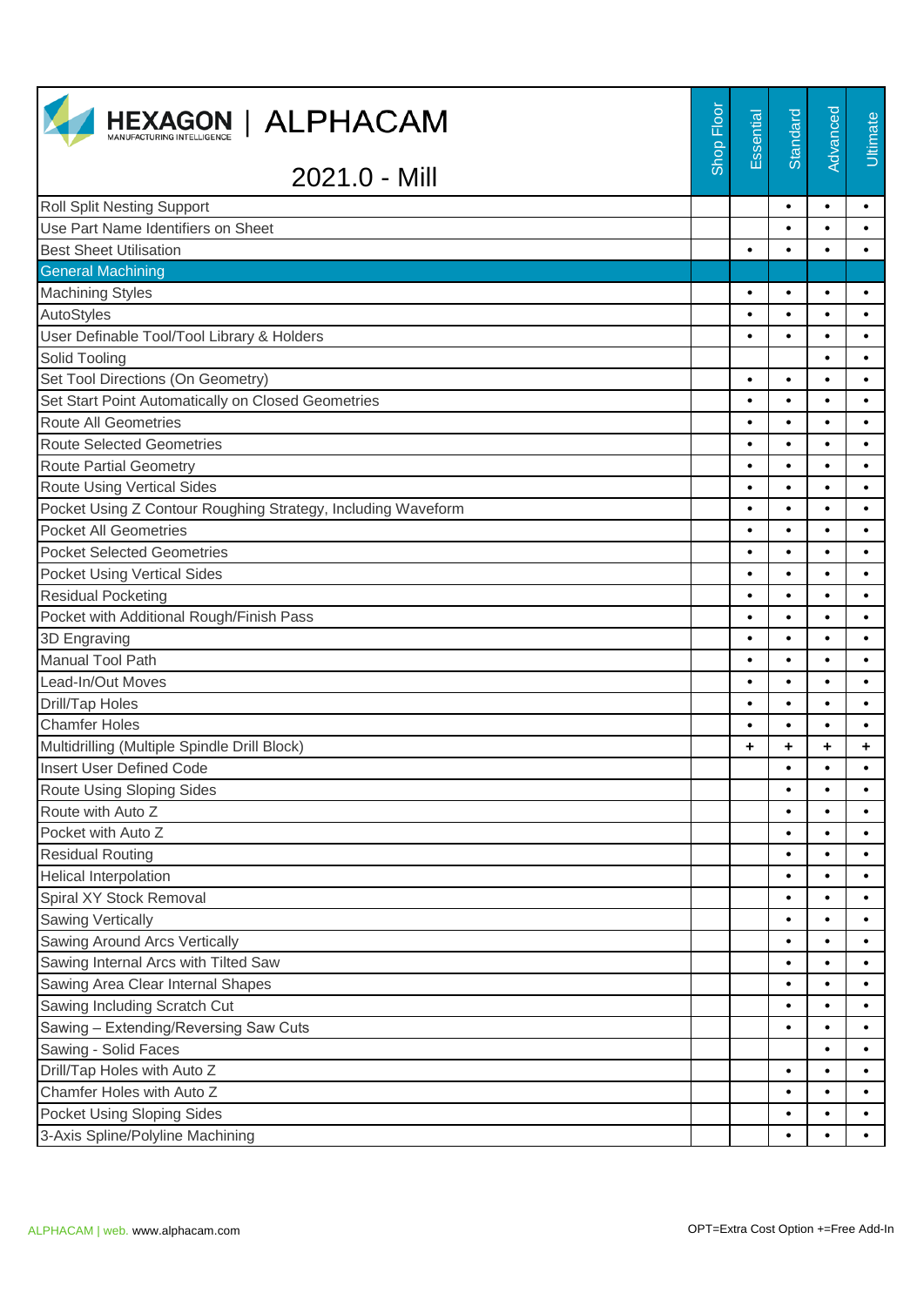# HEXAGON | ALPHACAM

## 2021.0 - Mill

| | Shop Floor | Essential | Standard | Advanced | Ultimate |
|---|---|---|---|---|---|
| Roll Split Nesting Support | | | • | • | • |
| Use Part Name Identifiers on Sheet | | | • | • | • |
| Best Sheet Utilisation | | • | • | • | • |
| **General Machining** | | | | | |
| Machining Styles | | • | • | • | • |
| AutoStyles | | • | • | • | • |
| User Definable Tool/Tool Library & Holders | | • | • | • | • |
| Solid Tooling | | | | • | • |
| Set Tool Directions (On Geometry) | | • | • | • | • |
| Set Start Point Automatically on Closed Geometries | | • | • | • | • |
| Route All Geometries | | • | • | • | • |
| Route Selected Geometries | | • | • | • | • |
| Route Partial Geometry | | • | • | • | • |
| Route Using Vertical Sides | | • | • | • | • |
| Pocket Using Z Contour Roughing Strategy, Including Waveform | | • | • | • | • |
| Pocket All Geometries | | • | • | • | • |
| Pocket Selected Geometries | | • | • | • | • |
| Pocket Using Vertical Sides | | • | • | • | • |
| Residual Pocketing | | • | • | • | • |
| Pocket with Additional Rough/Finish Pass | | • | • | • | • |
| 3D Engraving | | • | • | • | • |
| Manual Tool Path | | • | • | • | • |
| Lead-In/Out Moves | | • | • | • | • |
| Drill/Tap Holes | | • | • | • | • |
| Chamfer Holes | | • | • | • | • |
| Multidrilling (Multiple Spindle Drill Block) | | + | + | + | + |
| Insert User Defined Code | | | • | • | • |
| Route Using Sloping Sides | | | • | • | • |
| Route with Auto Z | | | • | • | • |
| Pocket with Auto Z | | | • | • | • |
| Residual Routing | | | • | • | • |
| Helical Interpolation | | | • | • | • |
| Spiral XY Stock Removal | | | • | • | • |
| Sawing Vertically | | | • | • | • |
| Sawing Around Arcs Vertically | | | • | • | • |
| Sawing Internal Arcs with Tilted Saw | | | • | • | • |
| Sawing Area Clear Internal Shapes | | | • | • | • |
| Sawing Including Scratch Cut | | | • | • | • |
| Sawing – Extending/Reversing Saw Cuts | | | • | • | • |
| Sawing - Solid Faces | | | | • | • |
| Drill/Tap Holes with Auto Z | | | • | • | • |
| Chamfer Holes with Auto Z | | | • | • | • |
| Pocket Using Sloping Sides | | | • | • | • |
| 3-Axis Spline/Polyline Machining | | | • | • | • |

ALPHACAM | web. www.alphacam.com

OPT=Extra Cost Option +=Free Add-In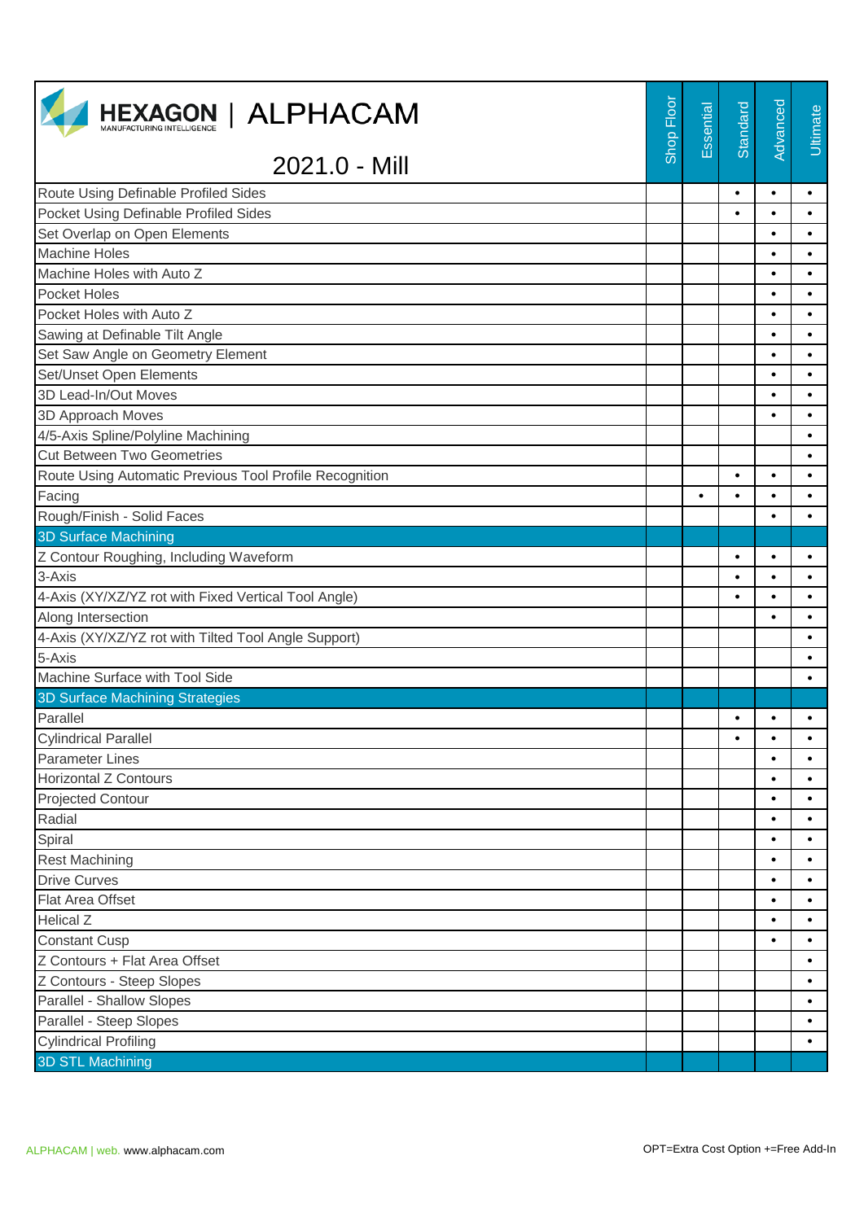| HEXAGON \| ALPHACAM 2021.0 - Mill | Shop Floor | Essential | Standard | Advanced | Ultimate |
|---|---|---|---|---|---|
| Route Using Definable Profiled Sides | | | • | • | • |
| Pocket Using Definable Profiled Sides | | | • | • | • |
| Set Overlap on Open Elements | | | | • | • |
| Machine Holes | | | | • | • |
| Machine Holes with Auto Z | | | | • | • |
| Pocket Holes | | | | • | • |
| Pocket Holes with Auto Z | | | | • | • |
| Sawing at Definable Tilt Angle | | | | • | • |
| Set Saw Angle on Geometry Element | | | | • | • |
| Set/Unset Open Elements | | | | • | • |
| 3D Lead-In/Out Moves | | | | • | • |
| 3D Approach Moves | | | | • | • |
| 4/5-Axis Spline/Polyline Machining | | | | | • |
| Cut Between Two Geometries | | | | | • |
| Route Using Automatic Previous Tool Profile Recognition | | | • | • | • |
| Facing | | • | • | • | • |
| Rough/Finish - Solid Faces | | | | • | • |
| **3D Surface Machining** | | | | | |
| Z Contour Roughing, Including Waveform | | | • | • | • |
| 3-Axis | | | • | • | • |
| 4-Axis (XY/XZ/YZ rot with Fixed Vertical Tool Angle) | | | • | • | • |
| Along Intersection | | | | • | • |
| 4-Axis (XY/XZ/YZ rot with Tilted Tool Angle Support) | | | | | • |
| 5-Axis | | | | | • |
| Machine Surface with Tool Side | | | | | • |
| **3D Surface Machining Strategies** | | | | | |
| Parallel | | | • | • | • |
| Cylindrical Parallel | | | • | • | • |
| Parameter Lines | | | | • | • |
| Horizontal Z Contours | | | | • | • |
| Projected Contour | | | | • | • |
| Radial | | | | • | • |
| Spiral | | | | • | • |
| Rest Machining | | | | • | • |
| Drive Curves | | | | • | • |
| Flat Area Offset | | | | • | • |
| Helical Z | | | | • | • |
| Constant Cusp | | | | • | • |
| Z Contours + Flat Area Offset | | | | | • |
| Z Contours - Steep Slopes | | | | | • |
| Parallel - Shallow Slopes | | | | | • |
| Parallel - Steep Slopes | | | | | • |
| Cylindrical Profiling | | | | | • |
| **3D STL Machining** | | | | | |

ALPHACAM | web. www.alphacam.com

OPT=Extra Cost Option +=Free Add-In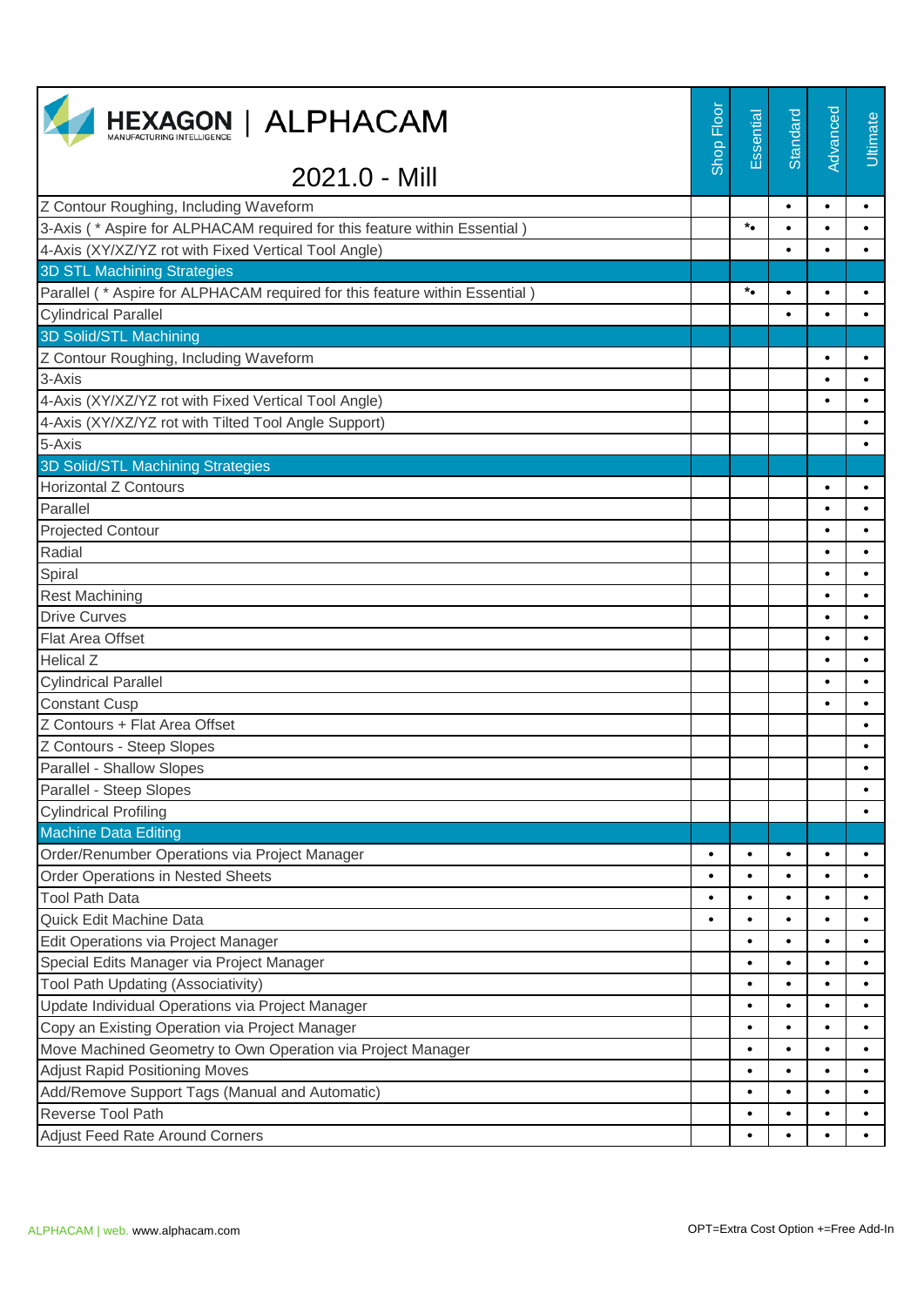# HEXAGON | ALPHACAM

MANUFACTURING INTELLIGENCE

## 2021.0 - Mill

| | Shop Floor | Essential | Standard | Advanced | Ultimate |
|---|---|---|---|---|---|
| Z Contour Roughing, Including Waveform | | | • | • | • |
| 3-Axis ( * Aspire for ALPHACAM required for this feature within Essential ) | | *• | • | • | • |
| 4-Axis (XY/XZ/YZ rot with Fixed Vertical Tool Angle) | | | • | • | • |
| **3D STL Machining Strategies** | | | | | |
| Parallel ( * Aspire for ALPHACAM required for this feature within Essential ) | | *• | • | • | • |
| Cylindrical Parallel | | | • | • | • |
| **3D Solid/STL Machining** | | | | | |
| Z Contour Roughing, Including Waveform | | | | • | • |
| 3-Axis | | | | • | • |
| 4-Axis (XY/XZ/YZ rot with Fixed Vertical Tool Angle) | | | | • | • |
| 4-Axis (XY/XZ/YZ rot with Tilted Tool Angle Support) | | | | | • |
| 5-Axis | | | | | • |
| **3D Solid/STL Machining Strategies** | | | | | |
| Horizontal Z Contours | | | | • | • |
| Parallel | | | | • | • |
| Projected Contour | | | | • | • |
| Radial | | | | • | • |
| Spiral | | | | • | • |
| Rest Machining | | | | • | • |
| Drive Curves | | | | • | • |
| Flat Area Offset | | | | • | • |
| Helical Z | | | | • | • |
| Cylindrical Parallel | | | | • | • |
| Constant Cusp | | | | • | • |
| Z Contours + Flat Area Offset | | | | | • |
| Z Contours - Steep Slopes | | | | | • |
| Parallel - Shallow Slopes | | | | | • |
| Parallel - Steep Slopes | | | | | • |
| Cylindrical Profiling | | | | | • |
| **Machine Data Editing** | | | | | |
| Order/Renumber Operations via Project Manager | • | • | • | • | • |
| Order Operations in Nested Sheets | • | • | • | • | • |
| Tool Path Data | • | • | • | • | • |
| Quick Edit Machine Data | • | • | • | • | • |
| Edit Operations via Project Manager | | • | • | • | • |
| Special Edits Manager via Project Manager | | • | • | • | • |
| Tool Path Updating (Associativity) | | • | • | • | • |
| Update Individual Operations via Project Manager | | • | • | • | • |
| Copy an Existing Operation via Project Manager | | • | • | • | • |
| Move Machined Geometry to Own Operation via Project Manager | | • | • | • | • |
| Adjust Rapid Positioning Moves | | • | • | • | • |
| Add/Remove Support Tags (Manual and Automatic) | | • | • | • | • |
| Reverse Tool Path | | • | • | • | • |
| Adjust Feed Rate Around Corners | | • | • | • | • |

ALPHACAM | web. www.alphacam.com

OPT=Extra Cost Option +=Free Add-In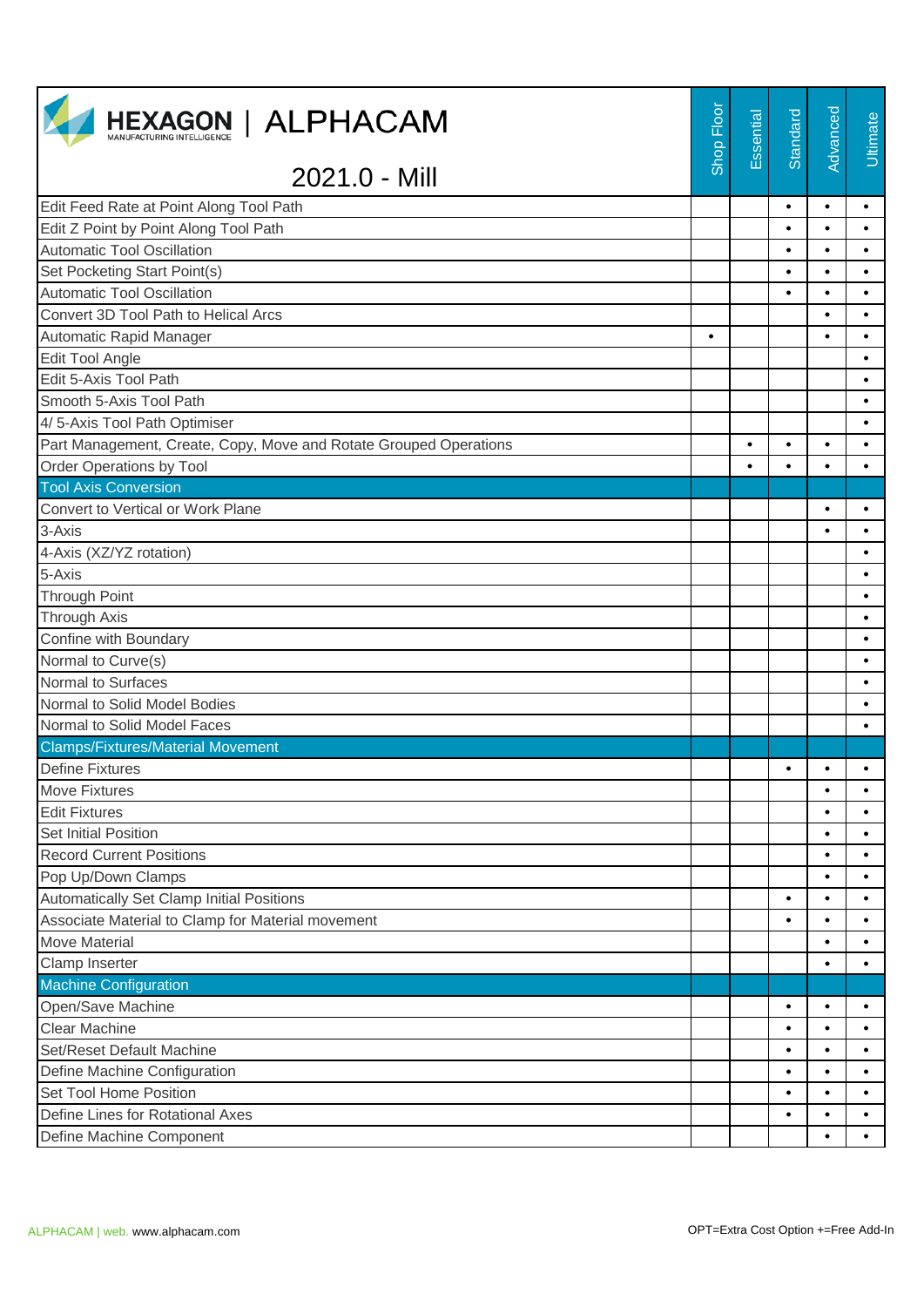# HEXAGON | ALPHACAM

## 2021.0 - Mill

| | Shop Floor | Essential | Standard | Advanced | Ultimate |
|---|---|---|---|---|---|
| Edit Feed Rate at Point Along Tool Path | | | • | • | • |
| Edit Z Point by Point Along Tool Path | | | • | • | • |
| Automatic Tool Oscillation | | | • | • | • |
| Set Pocketing Start Point(s) | | | • | • | • |
| Automatic Tool Oscillation | | | • | • | • |
| Convert 3D Tool Path to Helical Arcs | | | | • | • |
| Automatic Rapid Manager | • | | | • | • |
| Edit Tool Angle | | | | | • |
| Edit 5-Axis Tool Path | | | | | • |
| Smooth 5-Axis Tool Path | | | | | • |
| 4/ 5-Axis Tool Path Optimiser | | | | | • |
| Part Management, Create, Copy, Move and Rotate Grouped Operations | | • | • | • | • |
| Order Operations by Tool | | • | • | • | • |
| **Tool Axis Conversion** | | | | | |
| Convert to Vertical or Work Plane | | | | • | • |
| 3-Axis | | | | • | • |
| 4-Axis (XZ/YZ rotation) | | | | | • |
| 5-Axis | | | | | • |
| Through Point | | | | | • |
| Through Axis | | | | | • |
| Confine with Boundary | | | | | • |
| Normal to Curve(s) | | | | | • |
| Normal to Surfaces | | | | | • |
| Normal to Solid Model Bodies | | | | | • |
| Normal to Solid Model Faces | | | | | • |
| **Clamps/Fixtures/Material Movement** | | | | | |
| Define Fixtures | | | • | • | • |
| Move Fixtures | | | | • | • |
| Edit Fixtures | | | | • | • |
| Set Initial Position | | | | • | • |
| Record Current Positions | | | | • | • |
| Pop Up/Down Clamps | | | | • | • |
| Automatically Set Clamp Initial Positions | | | • | • | • |
| Associate Material to Clamp for Material movement | | | • | • | • |
| Move Material | | | | • | • |
| Clamp Inserter | | | | • | • |
| **Machine Configuration** | | | | | |
| Open/Save Machine | | | • | • | • |
| Clear Machine | | | • | • | • |
| Set/Reset Default Machine | | | • | • | • |
| Define Machine Configuration | | | • | • | • |
| Set Tool Home Position | | | • | • | • |
| Define Lines for Rotational Axes | | | • | • | • |
| Define Machine Component | | | | • | • |

ALPHACAM | web. www.alphacam.com

OPT=Extra Cost Option +=Free Add-In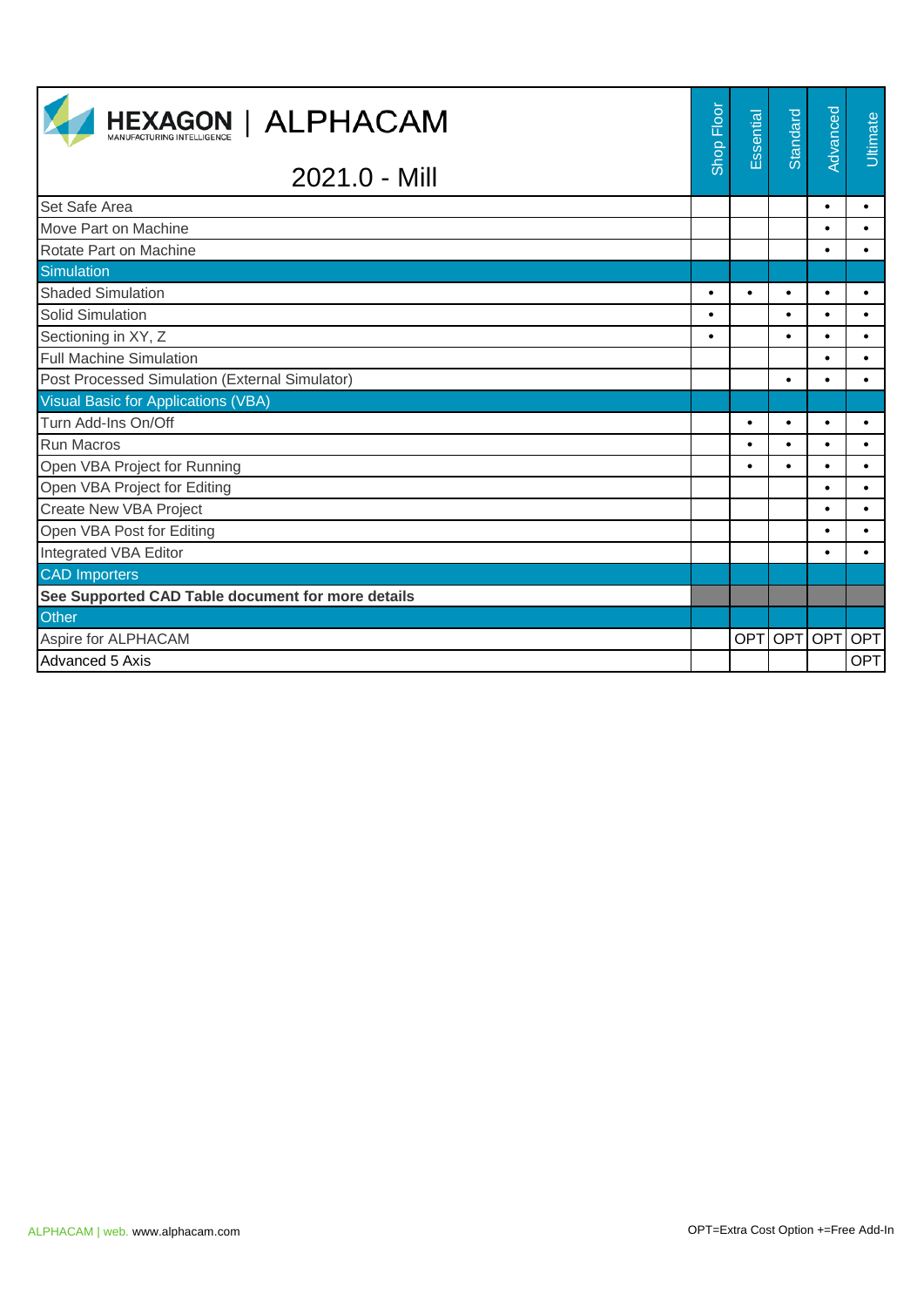| HEXAGON MANUFACTURING INTELLIGENCE \| ALPHACAM 2021.0 - Mill | Shop Floor | Essential | Standard | Advanced | Ultimate |
|---|---|---|---|---|---|
| Set Safe Area | | | | • | • |
| Move Part on Machine | | | | • | • |
| Rotate Part on Machine | | | | • | • |
| **Simulation** | | | | | |
| Shaded Simulation | • | • | • | • | • |
| Solid Simulation | • | | • | • | • |
| Sectioning in XY, Z | • | | • | • | • |
| Full Machine Simulation | | | | • | • |
| Post Processed Simulation (External Simulator) | | | • | • | • |
| **Visual Basic for Applications (VBA)** | | | | | |
| Turn Add-Ins On/Off | | • | • | • | • |
| Run Macros | | • | • | • | • |
| Open VBA Project for Running | | • | • | • | • |
| Open VBA Project for Editing | | | | • | • |
| Create New VBA Project | | | | • | • |
| Open VBA Post for Editing | | | | • | • |
| Integrated VBA Editor | | | | • | • |
| **CAD Importers** | | | | | |
| **See Supported CAD Table document for more details** | | | | | |
| **Other** | | | | | |
| Aspire for ALPHACAM | | OPT | OPT | OPT | OPT |
| Advanced 5 Axis | | | | | OPT |

ALPHACAM | web. www.alphacam.com

OPT=Extra Cost Option +=Free Add-In